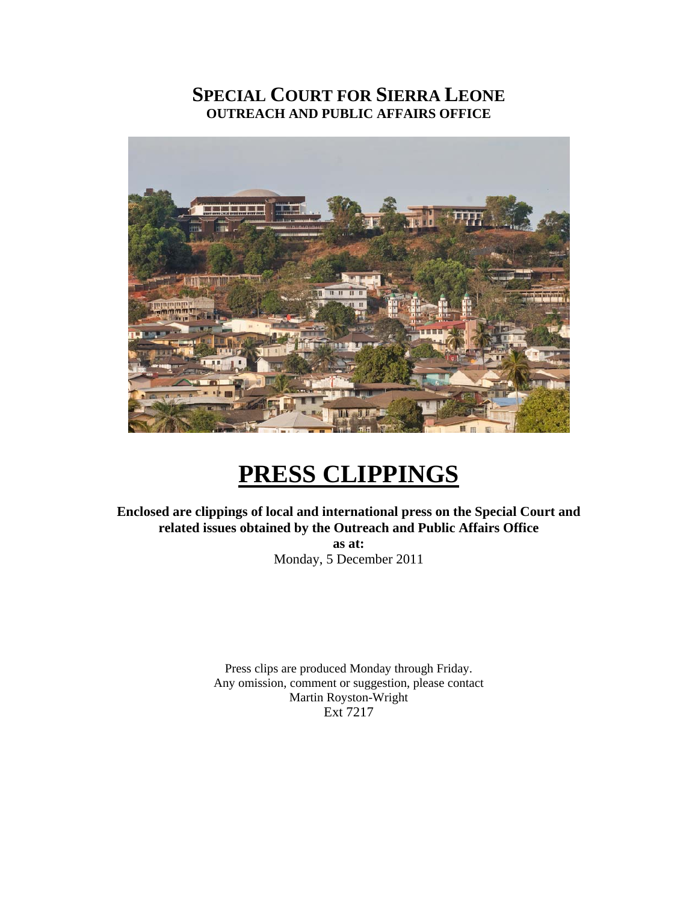# SPECIAL COURT FOR SIERRA LEONE
## OUTREACH AND PUBLIC AFFAIRS OFFICE

# PRESS CLIPPINGS

**Enclosed are clippings of local and international press on the Special Court and related issues obtained by the Outreach and Public Affairs Office**

**as at:**

Monday, 5 December 2011

Press clips are produced Monday through Friday.
Any omission, comment or suggestion, please contact
Martin Royston-Wright
Ext 7217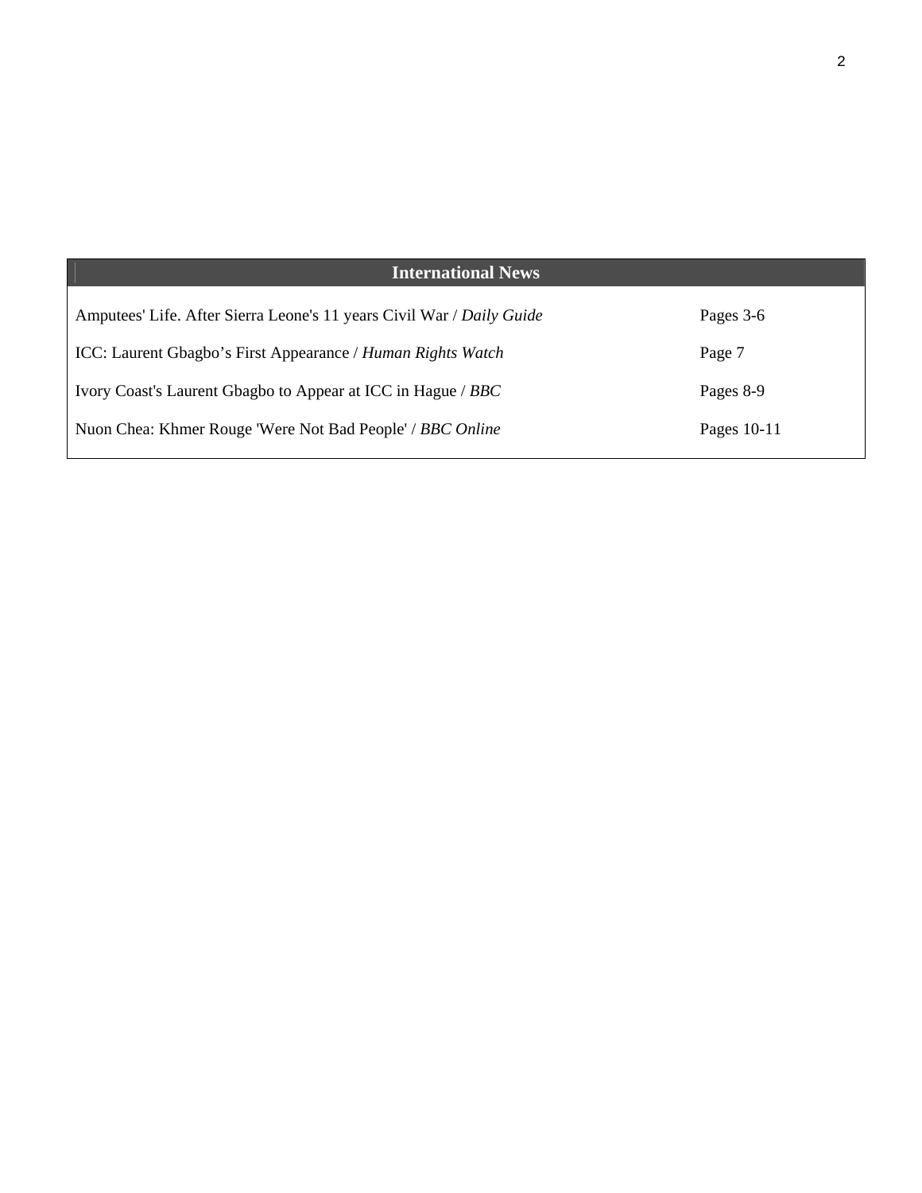## International News

| Article | Pages |
|---|---|
| Amputees' Life. After Sierra Leone's 11 years Civil War / *Daily Guide* | Pages 3-6 |
| ICC: Laurent Gbagbo’s First Appearance / *Human Rights Watch* | Page 7 |
| Ivory Coast's Laurent Gbagbo to Appear at ICC in Hague / *BBC* | Pages 8-9 |
| Nuon Chea: Khmer Rouge 'Were Not Bad People' / *BBC Online* | Pages 10-11 |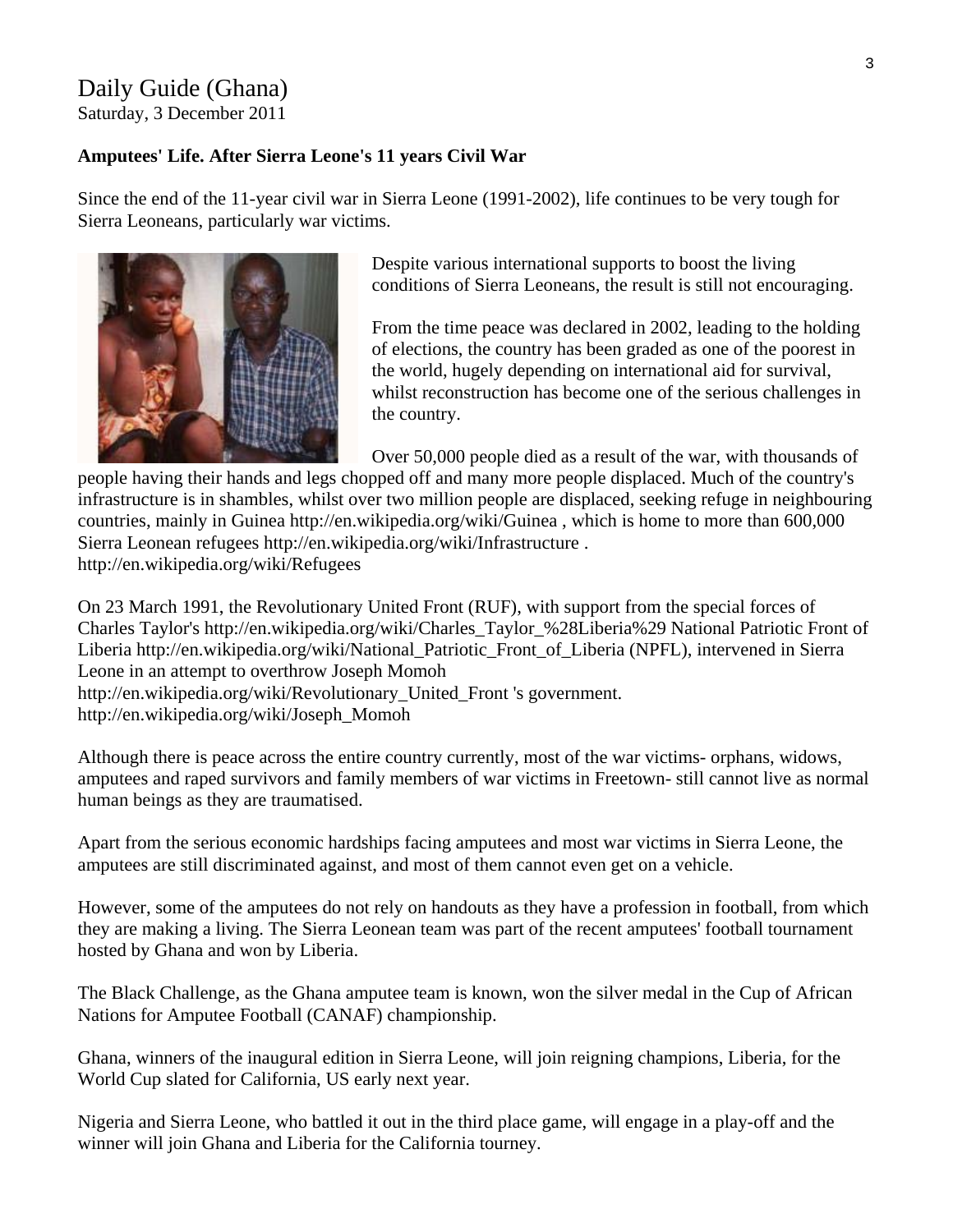# Daily Guide (Ghana)

Saturday, 3 December 2011

**Amputees' Life. After Sierra Leone's 11 years Civil War**

Since the end of the 11-year civil war in Sierra Leone (1991-2002), life continues to be very tough for Sierra Leoneans, particularly war victims.

Despite various international supports to boost the living conditions of Sierra Leoneans, the result is still not encouraging.

From the time peace was declared in 2002, leading to the holding of elections, the country has been graded as one of the poorest in the world, hugely depending on international aid for survival, whilst reconstruction has become one of the serious challenges in the country.

Over 50,000 people died as a result of the war, with thousands of people having their hands and legs chopped off and many more people displaced. Much of the country's infrastructure is in shambles, whilst over two million people are displaced, seeking refuge in neighbouring countries, mainly in Guinea http://en.wikipedia.org/wiki/Guinea , which is home to more than 600,000 Sierra Leonean refugees http://en.wikipedia.org/wiki/Infrastructure . http://en.wikipedia.org/wiki/Refugees

On 23 March 1991, the Revolutionary United Front (RUF), with support from the special forces of Charles Taylor's http://en.wikipedia.org/wiki/Charles_Taylor_%28Liberia%29 National Patriotic Front of Liberia http://en.wikipedia.org/wiki/National_Patriotic_Front_of_Liberia (NPFL), intervened in Sierra Leone in an attempt to overthrow Joseph Momoh http://en.wikipedia.org/wiki/Revolutionary_United_Front 's government. http://en.wikipedia.org/wiki/Joseph_Momoh

Although there is peace across the entire country currently, most of the war victims- orphans, widows, amputees and raped survivors and family members of war victims in Freetown- still cannot live as normal human beings as they are traumatised.

Apart from the serious economic hardships facing amputees and most war victims in Sierra Leone, the amputees are still discriminated against, and most of them cannot even get on a vehicle.

However, some of the amputees do not rely on handouts as they have a profession in football, from which they are making a living. The Sierra Leonean team was part of the recent amputees' football tournament hosted by Ghana and won by Liberia.

The Black Challenge, as the Ghana amputee team is known, won the silver medal in the Cup of African Nations for Amputee Football (CANAF) championship.

Ghana, winners of the inaugural edition in Sierra Leone, will join reigning champions, Liberia, for the World Cup slated for California, US early next year.

Nigeria and Sierra Leone, who battled it out in the third place game, will engage in a play-off and the winner will join Ghana and Liberia for the California tourney.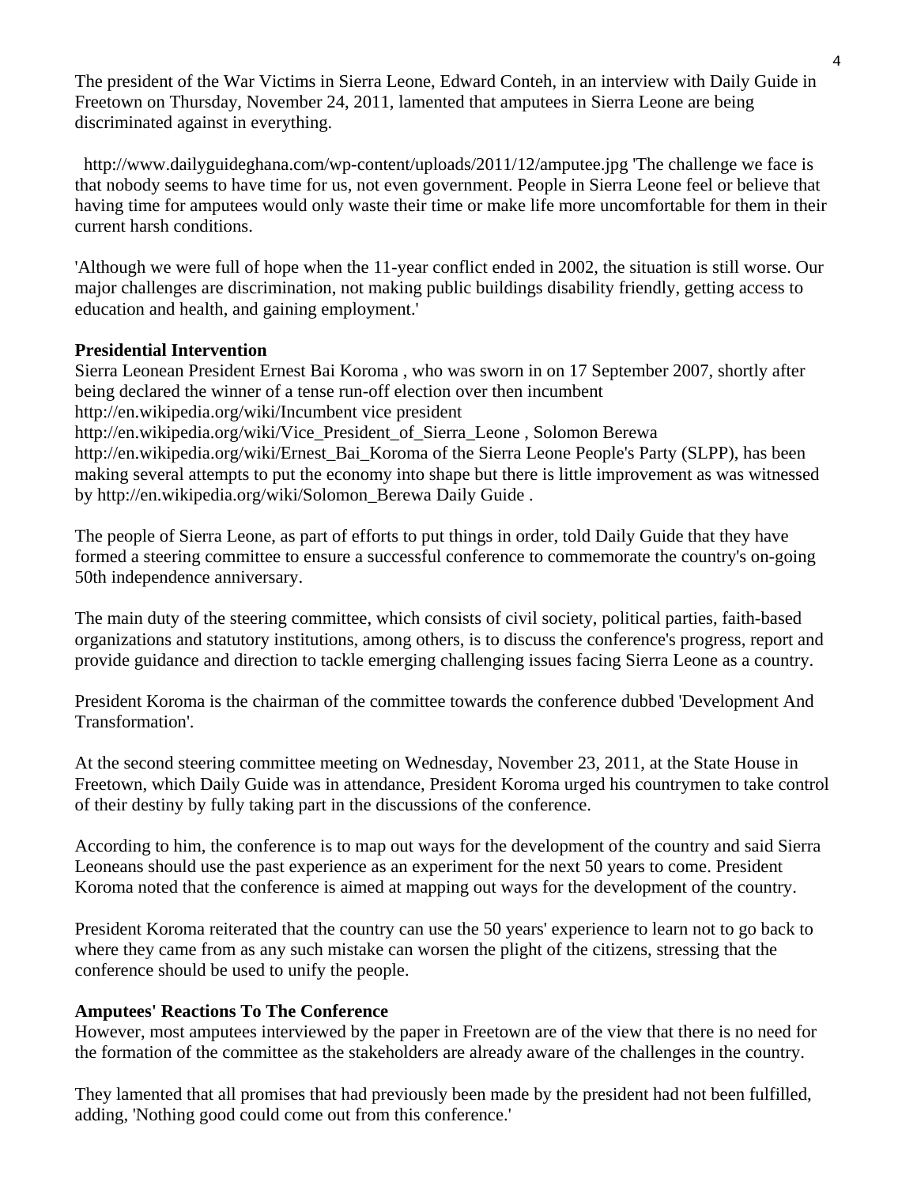The president of the War Victims in Sierra Leone, Edward Conteh, in an interview with Daily Guide in Freetown on Thursday, November 24, 2011, lamented that amputees in Sierra Leone are being discriminated against in everything.

http://www.dailyguideghana.com/wp-content/uploads/2011/12/amputee.jpg 'The challenge we face is that nobody seems to have time for us, not even government. People in Sierra Leone feel or believe that having time for amputees would only waste their time or make life more uncomfortable for them in their current harsh conditions.

'Although we were full of hope when the 11-year conflict ended in 2002, the situation is still worse. Our major challenges are discrimination, not making public buildings disability friendly, getting access to education and health, and gaining employment.'

**Presidential Intervention**

Sierra Leonean President Ernest Bai Koroma , who was sworn in on 17 September 2007, shortly after being declared the winner of a tense run-off election over then incumbent http://en.wikipedia.org/wiki/Incumbent vice president http://en.wikipedia.org/wiki/Vice_President_of_Sierra_Leone , Solomon Berewa http://en.wikipedia.org/wiki/Ernest_Bai_Koroma of the Sierra Leone People's Party (SLPP), has been making several attempts to put the economy into shape but there is little improvement as was witnessed by http://en.wikipedia.org/wiki/Solomon_Berewa Daily Guide .

The people of Sierra Leone, as part of efforts to put things in order, told Daily Guide that they have formed a steering committee to ensure a successful conference to commemorate the country's on-going 50th independence anniversary.

The main duty of the steering committee, which consists of civil society, political parties, faith-based organizations and statutory institutions, among others, is to discuss the conference's progress, report and provide guidance and direction to tackle emerging challenging issues facing Sierra Leone as a country.

President Koroma is the chairman of the committee towards the conference dubbed 'Development And Transformation'.

At the second steering committee meeting on Wednesday, November 23, 2011, at the State House in Freetown, which Daily Guide was in attendance, President Koroma urged his countrymen to take control of their destiny by fully taking part in the discussions of the conference.

According to him, the conference is to map out ways for the development of the country and said Sierra Leoneans should use the past experience as an experiment for the next 50 years to come. President Koroma noted that the conference is aimed at mapping out ways for the development of the country.

President Koroma reiterated that the country can use the 50 years' experience to learn not to go back to where they came from as any such mistake can worsen the plight of the citizens, stressing that the conference should be used to unify the people.

**Amputees' Reactions To The Conference**

However, most amputees interviewed by the paper in Freetown are of the view that there is no need for the formation of the committee as the stakeholders are already aware of the challenges in the country.

They lamented that all promises that had previously been made by the president had not been fulfilled, adding, 'Nothing good could come out from this conference.'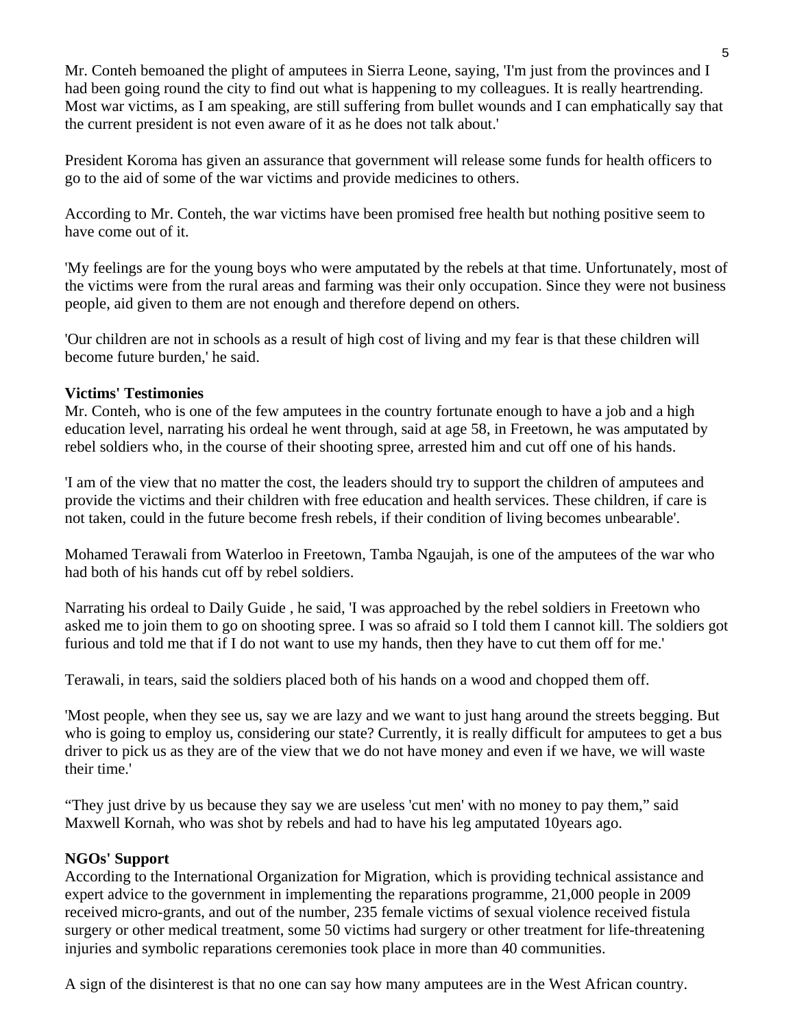Mr. Conteh bemoaned the plight of amputees in Sierra Leone, saying, 'I'm just from the provinces and I had been going round the city to find out what is happening to my colleagues. It is really heartrending. Most war victims, as I am speaking, are still suffering from bullet wounds and I can emphatically say that the current president is not even aware of it as he does not talk about.'

President Koroma has given an assurance that government will release some funds for health officers to go to the aid of some of the war victims and provide medicines to others.

According to Mr. Conteh, the war victims have been promised free health but nothing positive seem to have come out of it.

'My feelings are for the young boys who were amputated by the rebels at that time. Unfortunately, most of the victims were from the rural areas and farming was their only occupation. Since they were not business people, aid given to them are not enough and therefore depend on others.

'Our children are not in schools as a result of high cost of living and my fear is that these children will become future burden,' he said.

**Victims' Testimonies**

Mr. Conteh, who is one of the few amputees in the country fortunate enough to have a job and a high education level, narrating his ordeal he went through, said at age 58, in Freetown, he was amputated by rebel soldiers who, in the course of their shooting spree, arrested him and cut off one of his hands.

'I am of the view that no matter the cost, the leaders should try to support the children of amputees and provide the victims and their children with free education and health services. These children, if care is not taken, could in the future become fresh rebels, if their condition of living becomes unbearable'.

Mohamed Terawali from Waterloo in Freetown, Tamba Ngaujah, is one of the amputees of the war who had both of his hands cut off by rebel soldiers.

Narrating his ordeal to Daily Guide , he said, 'I was approached by the rebel soldiers in Freetown who asked me to join them to go on shooting spree. I was so afraid so I told them I cannot kill. The soldiers got furious and told me that if I do not want to use my hands, then they have to cut them off for me.'

Terawali, in tears, said the soldiers placed both of his hands on a wood and chopped them off.

'Most people, when they see us, say we are lazy and we want to just hang around the streets begging. But who is going to employ us, considering our state? Currently, it is really difficult for amputees to get a bus driver to pick us as they are of the view that we do not have money and even if we have, we will waste their time.'

"They just drive by us because they say we are useless 'cut men' with no money to pay them," said Maxwell Kornah, who was shot by rebels and had to have his leg amputated 10years ago.

**NGOs' Support**

According to the International Organization for Migration, which is providing technical assistance and expert advice to the government in implementing the reparations programme, 21,000 people in 2009 received micro-grants, and out of the number, 235 female victims of sexual violence received fistula surgery or other medical treatment, some 50 victims had surgery or other treatment for life-threatening injuries and symbolic reparations ceremonies took place in more than 40 communities.

A sign of the disinterest is that no one can say how many amputees are in the West African country.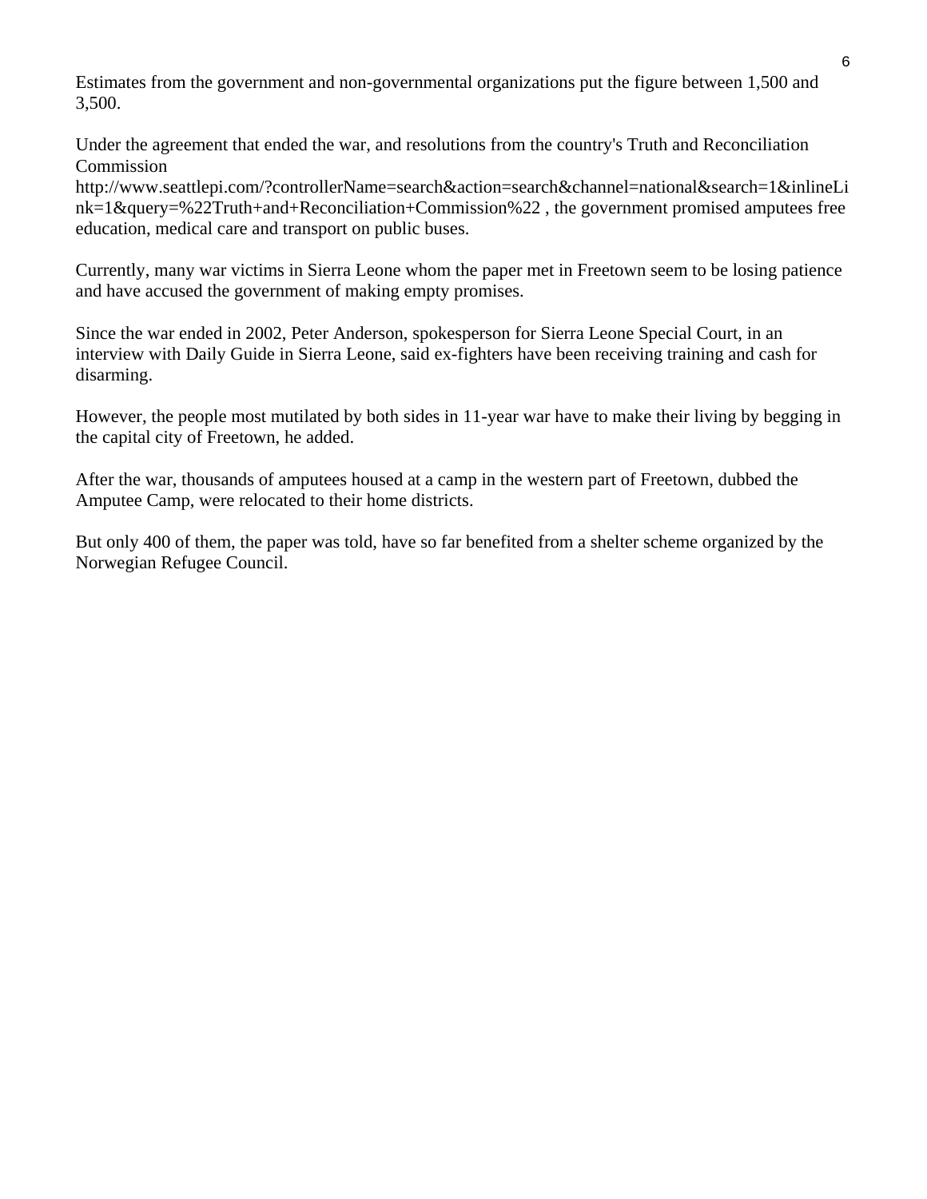Estimates from the government and non-governmental organizations put the figure between 1,500 and 3,500.

Under the agreement that ended the war, and resolutions from the country's Truth and Reconciliation Commission
http://www.seattlepi.com/?controllerName=search&action=search&channel=national&search=1&inlineLink=1&query=%22Truth+and+Reconciliation+Commission%22 , the government promised amputees free education, medical care and transport on public buses.

Currently, many war victims in Sierra Leone whom the paper met in Freetown seem to be losing patience and have accused the government of making empty promises.

Since the war ended in 2002, Peter Anderson, spokesperson for Sierra Leone Special Court, in an interview with Daily Guide in Sierra Leone, said ex-fighters have been receiving training and cash for disarming.

However, the people most mutilated by both sides in 11-year war have to make their living by begging in the capital city of Freetown, he added.

After the war, thousands of amputees housed at a camp in the western part of Freetown, dubbed the Amputee Camp, were relocated to their home districts.

But only 400 of them, the paper was told, have so far benefited from a shelter scheme organized by the Norwegian Refugee Council.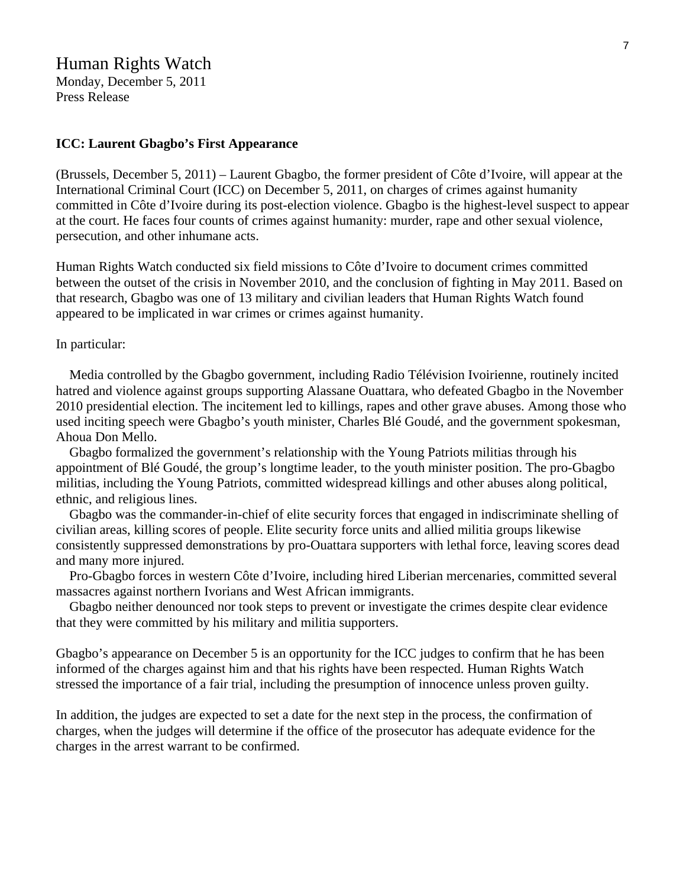# Human Rights Watch

Monday, December 5, 2011
Press Release

**ICC: Laurent Gbagbo's First Appearance**

(Brussels, December 5, 2011) – Laurent Gbagbo, the former president of Côte d'Ivoire, will appear at the International Criminal Court (ICC) on December 5, 2011, on charges of crimes against humanity committed in Côte d'Ivoire during its post-election violence. Gbagbo is the highest-level suspect to appear at the court. He faces four counts of crimes against humanity: murder, rape and other sexual violence, persecution, and other inhumane acts.

Human Rights Watch conducted six field missions to Côte d'Ivoire to document crimes committed between the outset of the crisis in November 2010, and the conclusion of fighting in May 2011. Based on that research, Gbagbo was one of 13 military and civilian leaders that Human Rights Watch found appeared to be implicated in war crimes or crimes against humanity.

In particular:

- Media controlled by the Gbagbo government, including Radio Télévision Ivoirienne, routinely incited hatred and violence against groups supporting Alassane Ouattara, who defeated Gbagbo in the November 2010 presidential election. The incitement led to killings, rapes and other grave abuses. Among those who used inciting speech were Gbagbo's youth minister, Charles Blé Goudé, and the government spokesman, Ahoua Don Mello.
- Gbagbo formalized the government's relationship with the Young Patriots militias through his appointment of Blé Goudé, the group's longtime leader, to the youth minister position. The pro-Gbagbo militias, including the Young Patriots, committed widespread killings and other abuses along political, ethnic, and religious lines.
- Gbagbo was the commander-in-chief of elite security forces that engaged in indiscriminate shelling of civilian areas, killing scores of people. Elite security force units and allied militia groups likewise consistently suppressed demonstrations by pro-Ouattara supporters with lethal force, leaving scores dead and many more injured.
- Pro-Gbagbo forces in western Côte d'Ivoire, including hired Liberian mercenaries, committed several massacres against northern Ivorians and West African immigrants.
- Gbagbo neither denounced nor took steps to prevent or investigate the crimes despite clear evidence that they were committed by his military and militia supporters.

Gbagbo's appearance on December 5 is an opportunity for the ICC judges to confirm that he has been informed of the charges against him and that his rights have been respected. Human Rights Watch stressed the importance of a fair trial, including the presumption of innocence unless proven guilty.

In addition, the judges are expected to set a date for the next step in the process, the confirmation of charges, when the judges will determine if the office of the prosecutor has adequate evidence for the charges in the arrest warrant to be confirmed.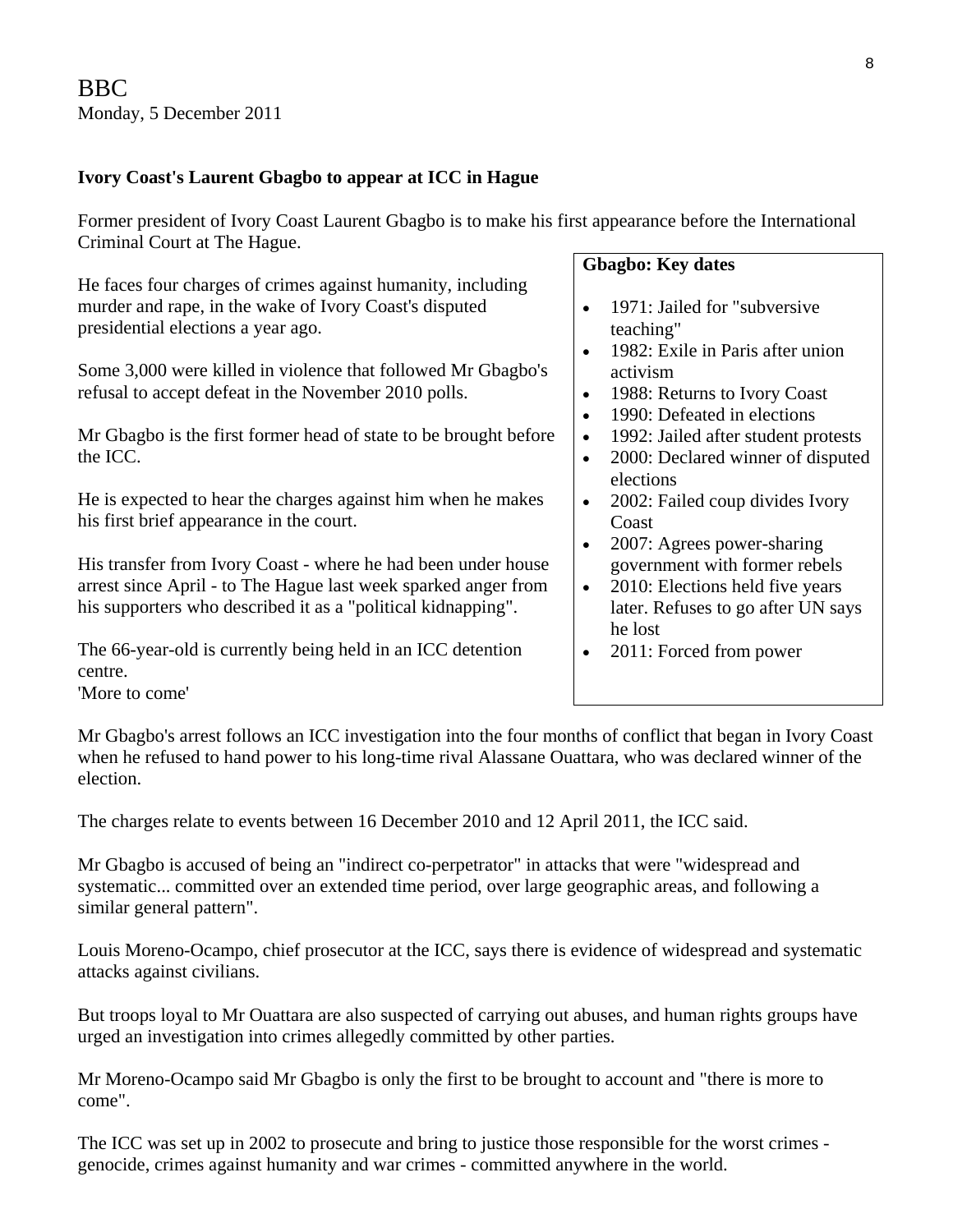BBC
Monday, 5 December 2011

**Ivory Coast's Laurent Gbagbo to appear at ICC in Hague**

Former president of Ivory Coast Laurent Gbagbo is to make his first appearance before the International Criminal Court at The Hague.

He faces four charges of crimes against humanity, including murder and rape, in the wake of Ivory Coast's disputed presidential elections a year ago.

Some 3,000 were killed in violence that followed Mr Gbagbo's refusal to accept defeat in the November 2010 polls.

Mr Gbagbo is the first former head of state to be brought before the ICC.

He is expected to hear the charges against him when he makes his first brief appearance in the court.

His transfer from Ivory Coast - where he had been under house arrest since April - to The Hague last week sparked anger from his supporters who described it as a "political kidnapping".

The 66-year-old is currently being held in an ICC detention centre.

**Gbagbo: Key dates**

- 1971: Jailed for "subversive teaching"
- 1982: Exile in Paris after union activism
- 1988: Returns to Ivory Coast
- 1990: Defeated in elections
- 1992: Jailed after student protests
- 2000: Declared winner of disputed elections
- 2002: Failed coup divides Ivory Coast
- 2007: Agrees power-sharing government with former rebels
- 2010: Elections held five years later. Refuses to go after UN says he lost
- 2011: Forced from power

'More to come'

Mr Gbagbo's arrest follows an ICC investigation into the four months of conflict that began in Ivory Coast when he refused to hand power to his long-time rival Alassane Ouattara, who was declared winner of the election.

The charges relate to events between 16 December 2010 and 12 April 2011, the ICC said.

Mr Gbagbo is accused of being an "indirect co-perpetrator" in attacks that were "widespread and systematic... committed over an extended time period, over large geographic areas, and following a similar general pattern".

Louis Moreno-Ocampo, chief prosecutor at the ICC, says there is evidence of widespread and systematic attacks against civilians.

But troops loyal to Mr Ouattara are also suspected of carrying out abuses, and human rights groups have urged an investigation into crimes allegedly committed by other parties.

Mr Moreno-Ocampo said Mr Gbagbo is only the first to be brought to account and "there is more to come".

The ICC was set up in 2002 to prosecute and bring to justice those responsible for the worst crimes - genocide, crimes against humanity and war crimes - committed anywhere in the world.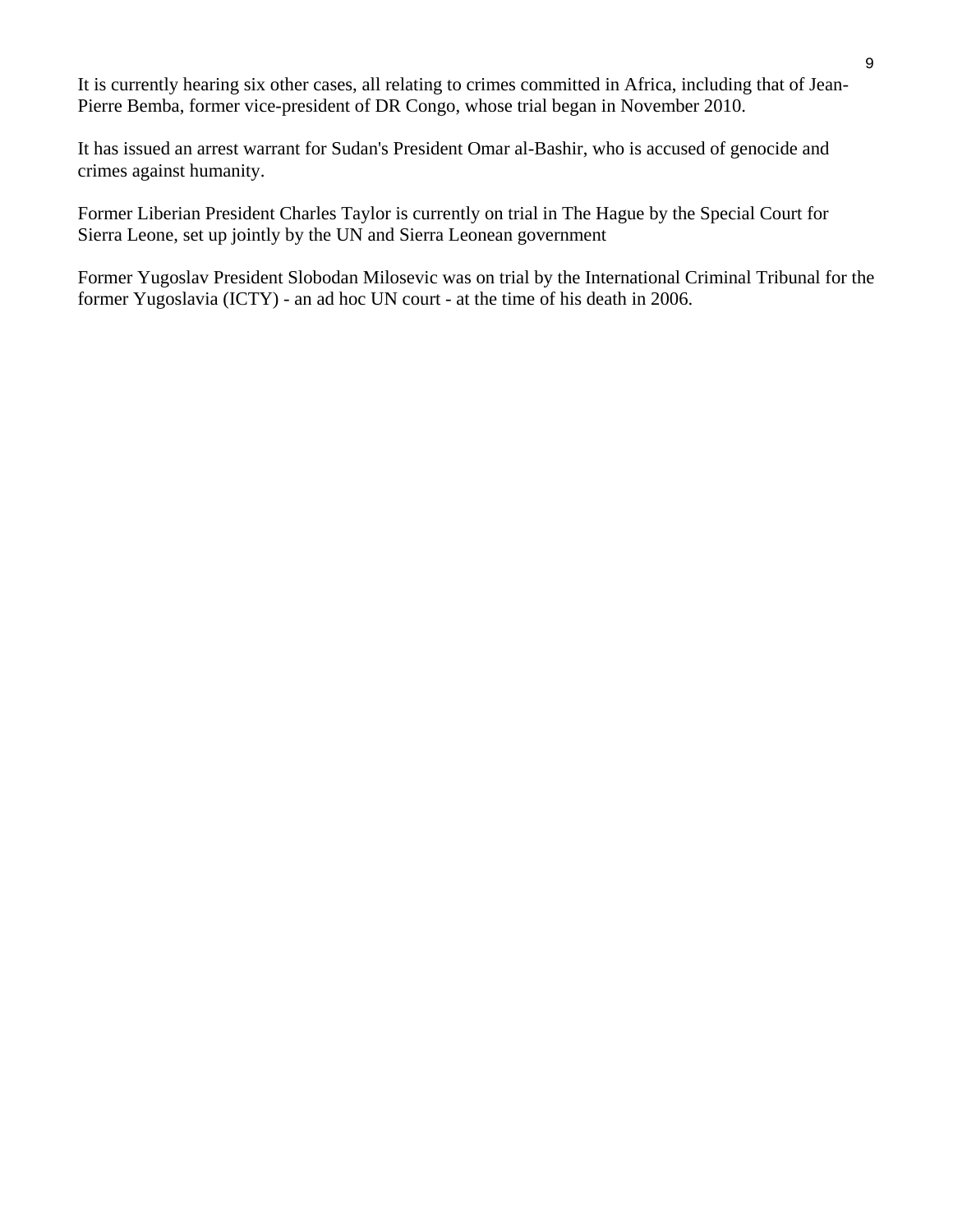It is currently hearing six other cases, all relating to crimes committed in Africa, including that of Jean-Pierre Bemba, former vice-president of DR Congo, whose trial began in November 2010.

It has issued an arrest warrant for Sudan's President Omar al-Bashir, who is accused of genocide and crimes against humanity.

Former Liberian President Charles Taylor is currently on trial in The Hague by the Special Court for Sierra Leone, set up jointly by the UN and Sierra Leonean government

Former Yugoslav President Slobodan Milosevic was on trial by the International Criminal Tribunal for the former Yugoslavia (ICTY) - an ad hoc UN court - at the time of his death in 2006.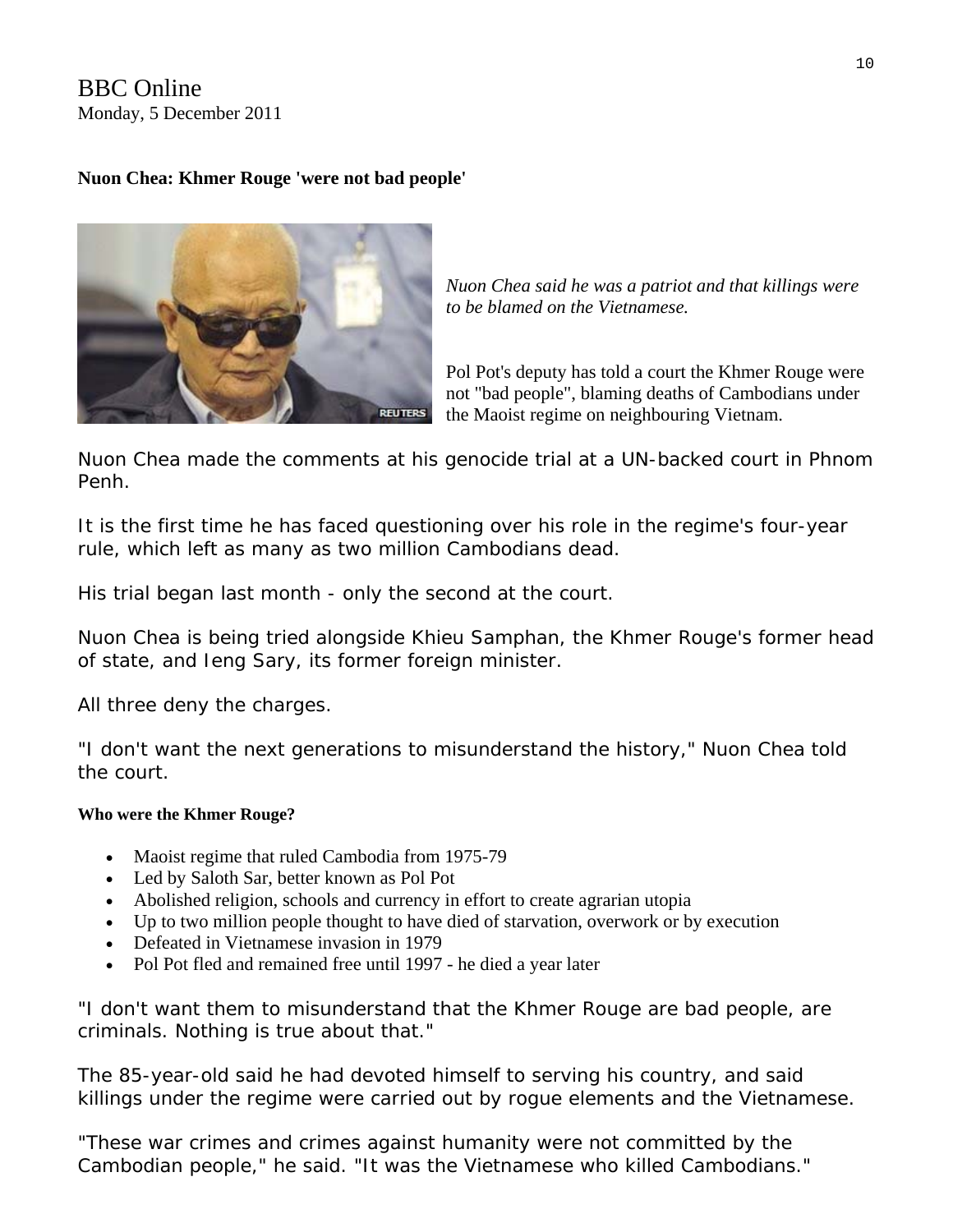BBC Online
Monday, 5 December 2011

**Nuon Chea: Khmer Rouge 'were not bad people'**

*Nuon Chea said he was a patriot and that killings were to be blamed on the Vietnamese.*

Pol Pot's deputy has told a court the Khmer Rouge were not "bad people", blaming deaths of Cambodians under the Maoist regime on neighbouring Vietnam.

Nuon Chea made the comments at his genocide trial at a UN-backed court in Phnom Penh.

It is the first time he has faced questioning over his role in the regime's four-year rule, which left as many as two million Cambodians dead.

His trial began last month - only the second at the court.

Nuon Chea is being tried alongside Khieu Samphan, the Khmer Rouge's former head of state, and Ieng Sary, its former foreign minister.

All three deny the charges.

"I don't want the next generations to misunderstand the history," Nuon Chea told the court.

**Who were the Khmer Rouge?**

- Maoist regime that ruled Cambodia from 1975-79
- Led by Saloth Sar, better known as Pol Pot
- Abolished religion, schools and currency in effort to create agrarian utopia
- Up to two million people thought to have died of starvation, overwork or by execution
- Defeated in Vietnamese invasion in 1979
- Pol Pot fled and remained free until 1997 - he died a year later

"I don't want them to misunderstand that the Khmer Rouge are bad people, are criminals. Nothing is true about that."

The 85-year-old said he had devoted himself to serving his country, and said killings under the regime were carried out by rogue elements and the Vietnamese.

"These war crimes and crimes against humanity were not committed by the Cambodian people," he said. "It was the Vietnamese who killed Cambodians."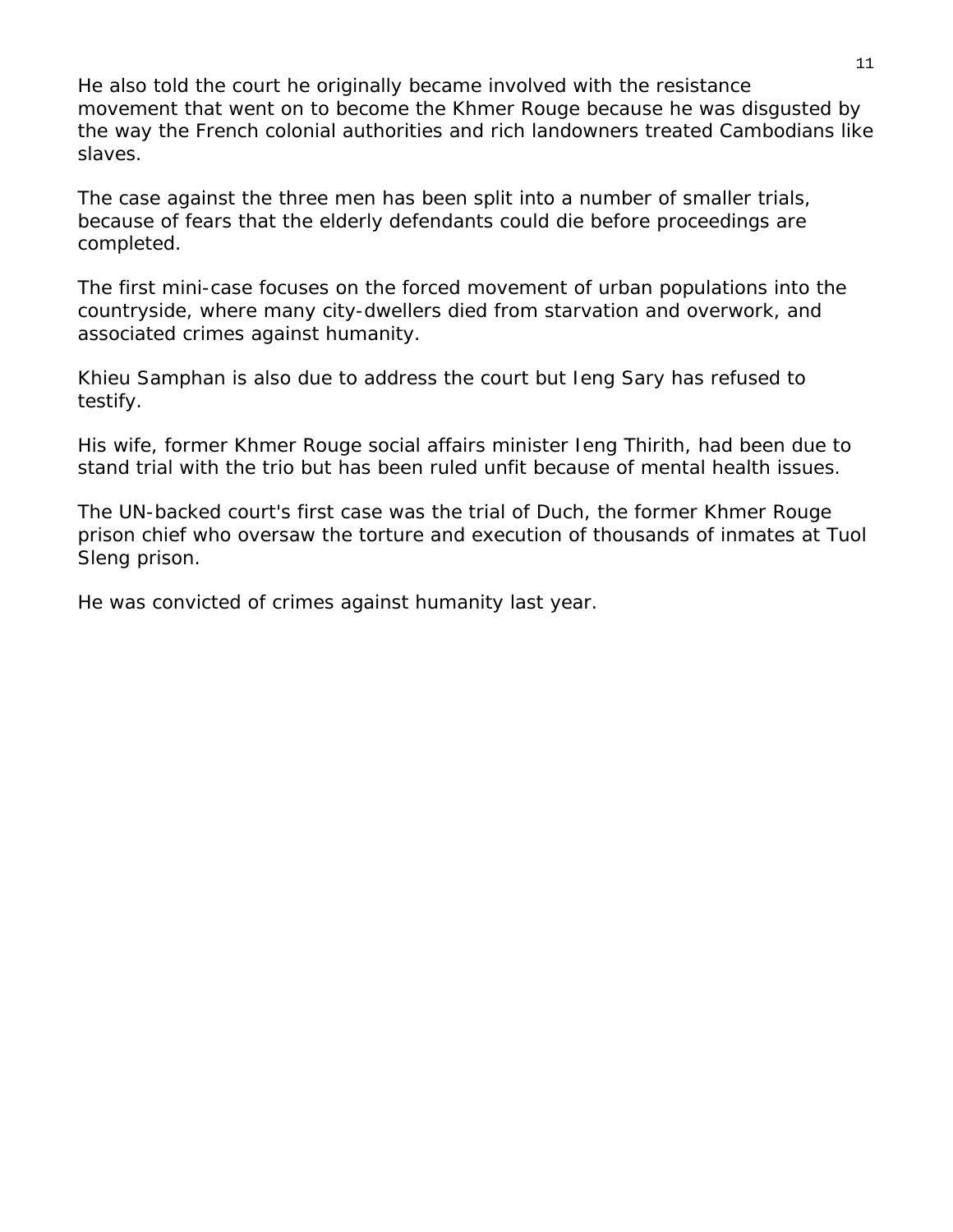He also told the court he originally became involved with the resistance movement that went on to become the Khmer Rouge because he was disgusted by the way the French colonial authorities and rich landowners treated Cambodians like slaves.

The case against the three men has been split into a number of smaller trials, because of fears that the elderly defendants could die before proceedings are completed.

The first mini-case focuses on the forced movement of urban populations into the countryside, where many city-dwellers died from starvation and overwork, and associated crimes against humanity.

Khieu Samphan is also due to address the court but Ieng Sary has refused to testify.

His wife, former Khmer Rouge social affairs minister Ieng Thirith, had been due to stand trial with the trio but has been ruled unfit because of mental health issues.

The UN-backed court's first case was the trial of Duch, the former Khmer Rouge prison chief who oversaw the torture and execution of thousands of inmates at Tuol Sleng prison.

He was convicted of crimes against humanity last year.